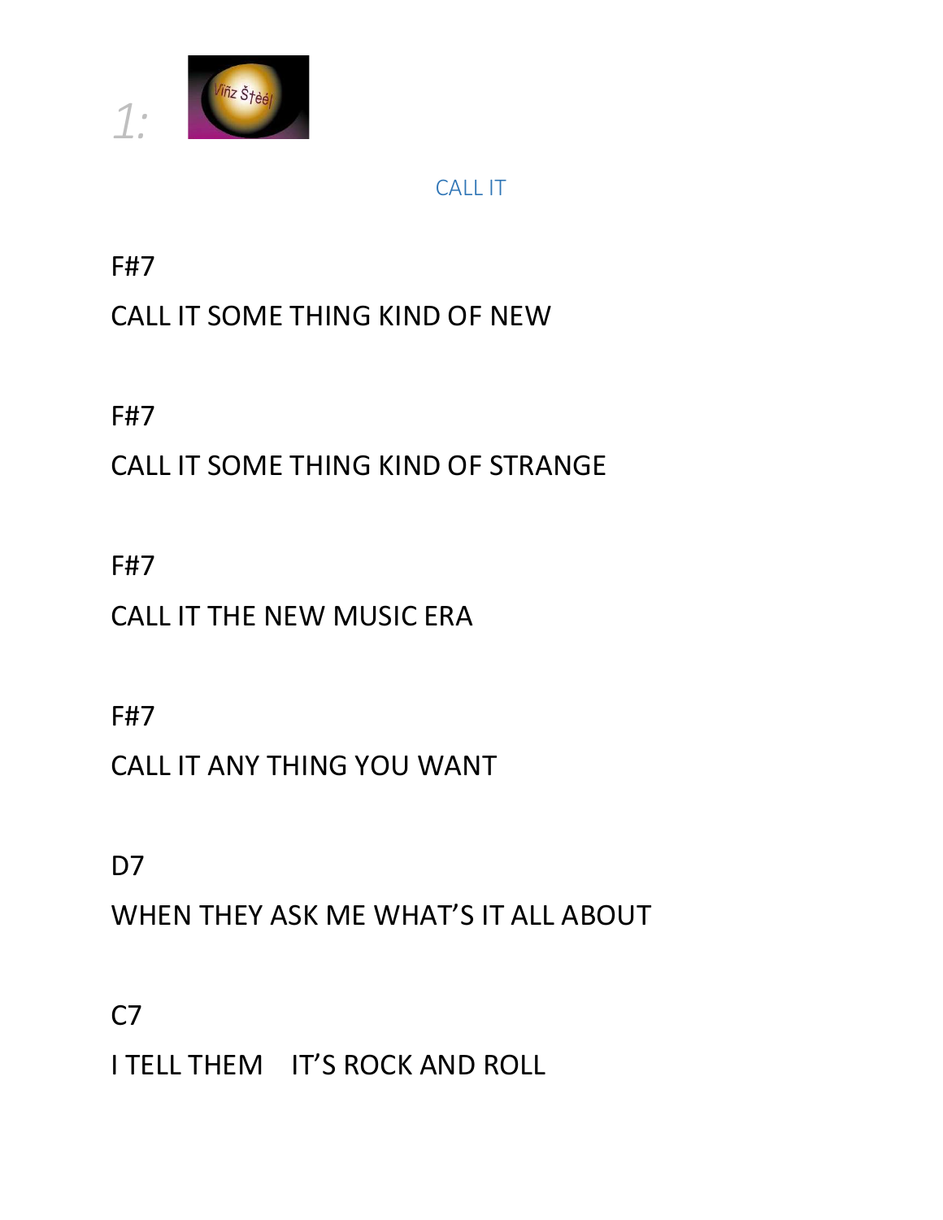1:

CALL IT

F#7

CALL IT SOME THING KIND OF NEW

F#7

CALL IT SOME THING KIND OF STRANGE

F#7

CALL IT THE NEW MUSIC ERA

F#7

CALL IT ANY THING YOU WANT

D7

WHEN THEY ASK ME WHAT'S IT ALL ABOUT

C7

I TELL THEM IT'S ROCK AND ROLL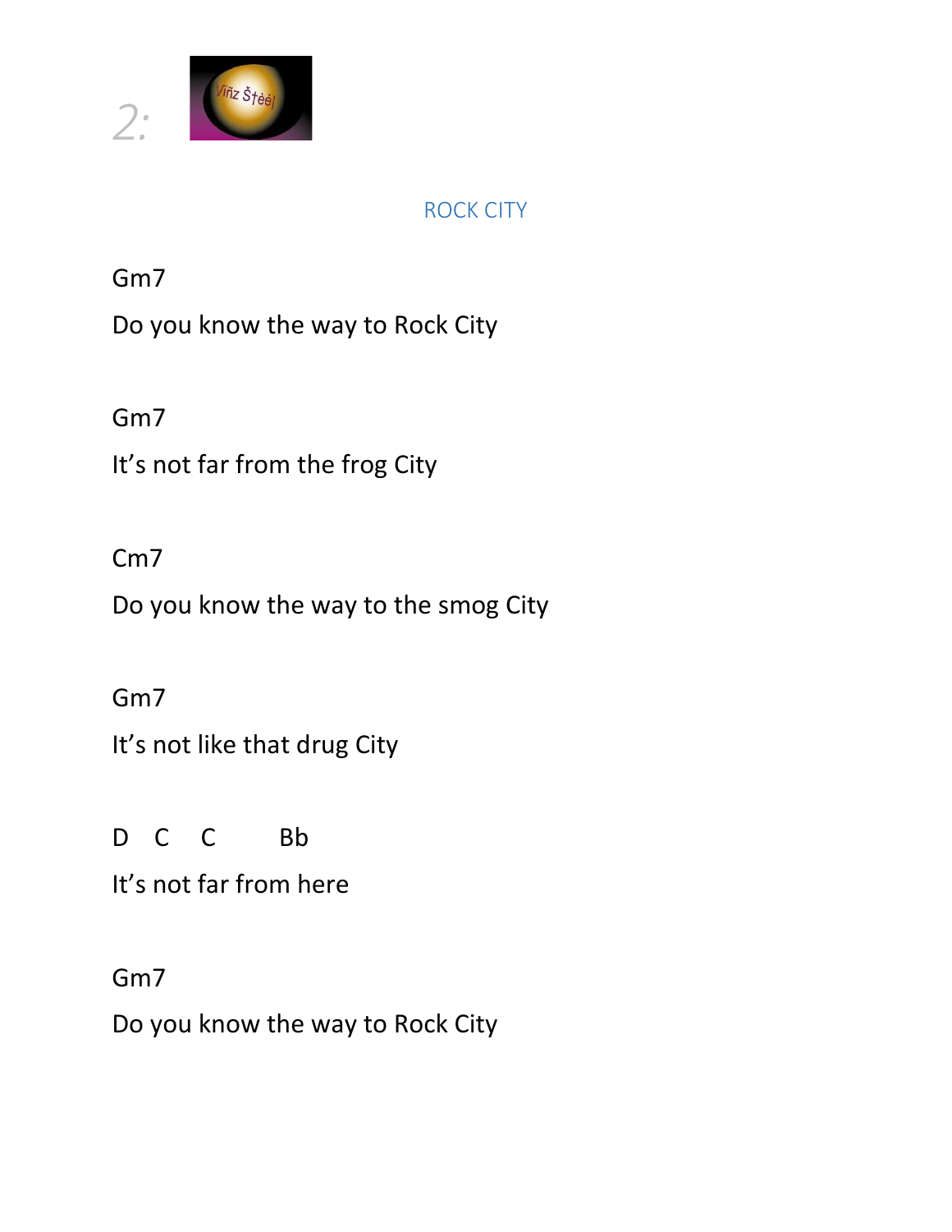2:

## ROCK CITY

Gm7

Do you know the way to Rock City

Gm7

It's not far from the frog City

Cm7

Do you know the way to the smog City

Gm7

It's not like that drug City

D    C    C         Bb

It's not far from here

Gm7

Do you know the way to Rock City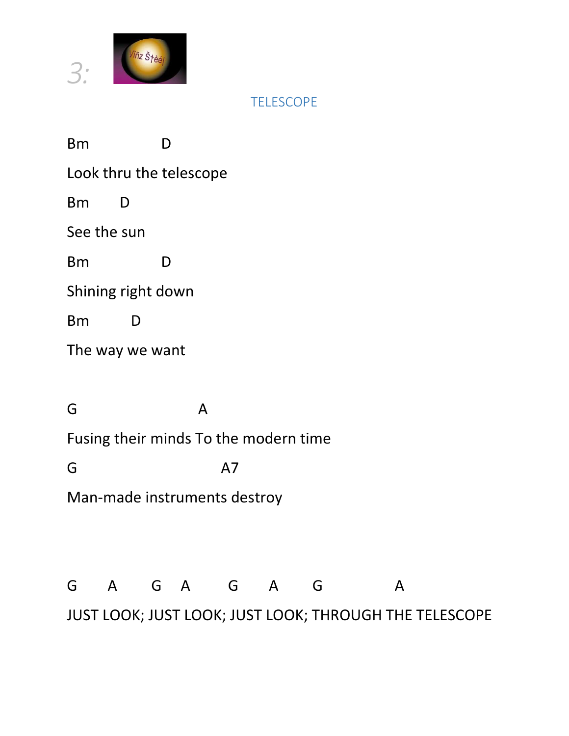## TELESCOPE

```
Bm              D
Look thru the telescope
Bm     D
See the sun
Bm              D
Shining right down
Bm       D
The way we want

G                   A
Fusing their minds To the modern time
G                       A7
Man-made instruments destroy


G     A     G   A     G     A     G           A
JUST LOOK; JUST LOOK; JUST LOOK; THROUGH THE TELESCOPE
```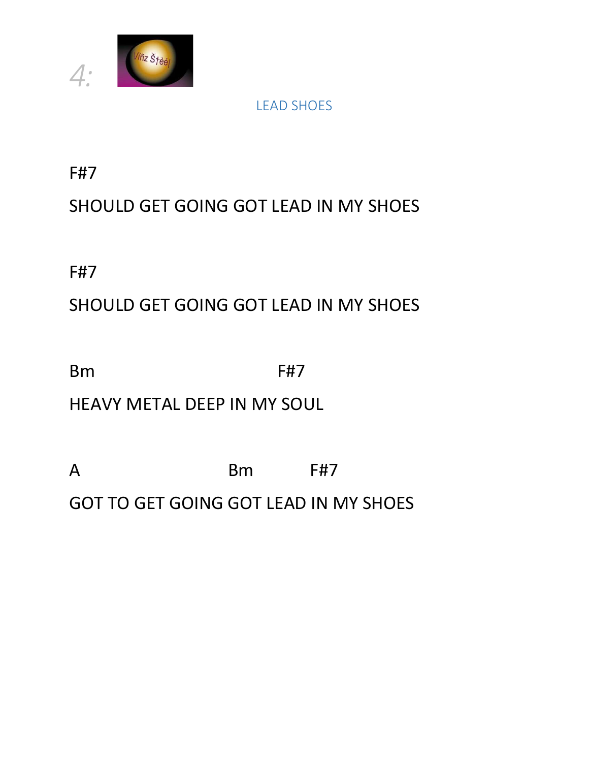4:

LEAD SHOES

F#7

SHOULD GET GOING GOT LEAD IN MY SHOES

F#7

SHOULD GET GOING GOT LEAD IN MY SHOES

Bm                                    F#7

HEAVY METAL DEEP IN MY SOUL

A                              Bm            F#7

GOT TO GET GOING GOT LEAD IN MY SHOES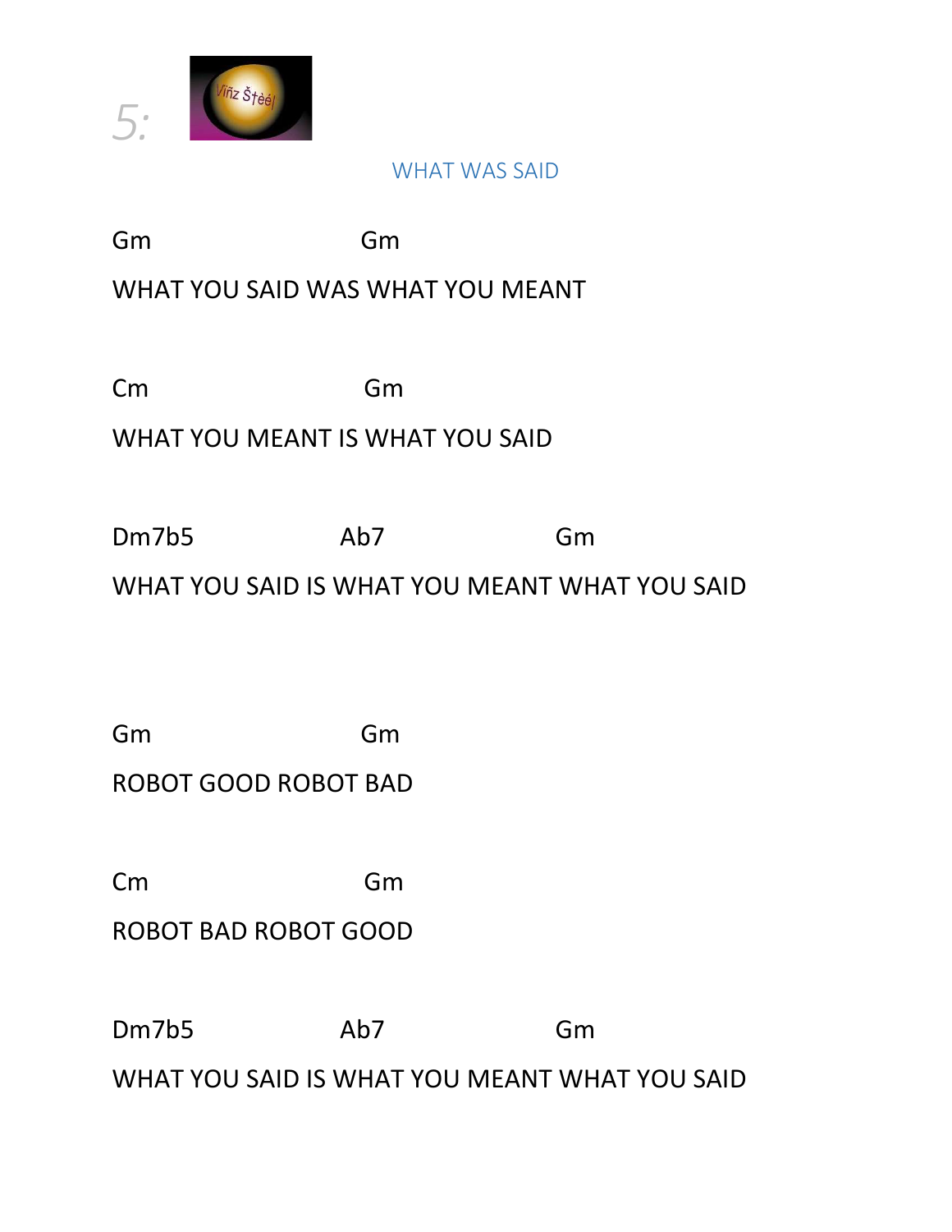5:

## WHAT WAS SAID

```
Gm                          Gm
WHAT YOU SAID WAS WHAT YOU MEANT

Cm                          Gm
WHAT YOU MEANT IS WHAT YOU SAID

Dm7b5                 Ab7                   Gm
WHAT YOU SAID IS WHAT YOU MEANT WHAT YOU SAID


Gm                          Gm
ROBOT GOOD ROBOT BAD

Cm                          Gm
ROBOT BAD ROBOT GOOD

Dm7b5                 Ab7                   Gm
WHAT YOU SAID IS WHAT YOU MEANT WHAT YOU SAID
```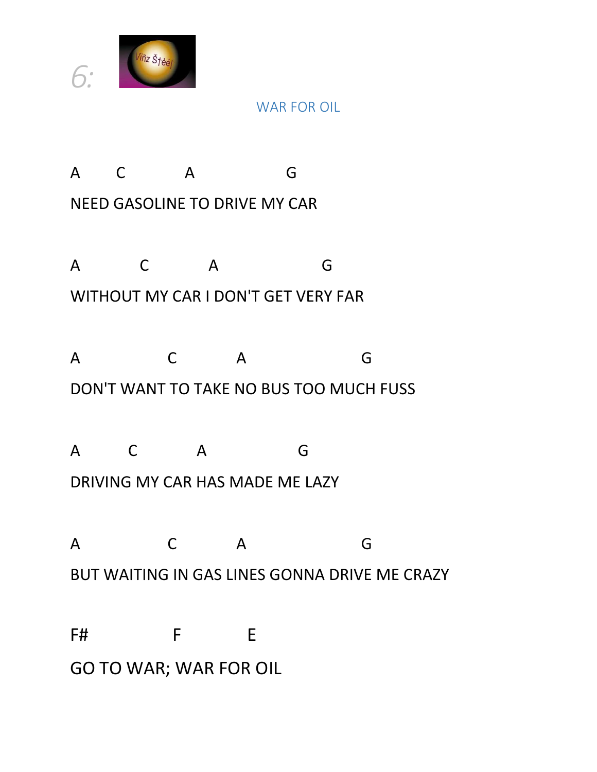6:

Viñz Šțèè|

## WAR FOR OIL

```
A       C           A                 G
NEED GASOLINE TO DRIVE MY CAR

A           C           A                   G
WITHOUT MY CAR I DON'T GET VERY FAR

A                C           A                    G
DON'T WANT TO TAKE NO BUS TOO MUCH FUSS

A         C           A                 G
DRIVING MY CAR HAS MADE ME LAZY

A                C           A                    G
BUT WAITING IN GAS LINES GONNA DRIVE ME CRAZY

F#               F           E
GO TO WAR; WAR FOR OIL
```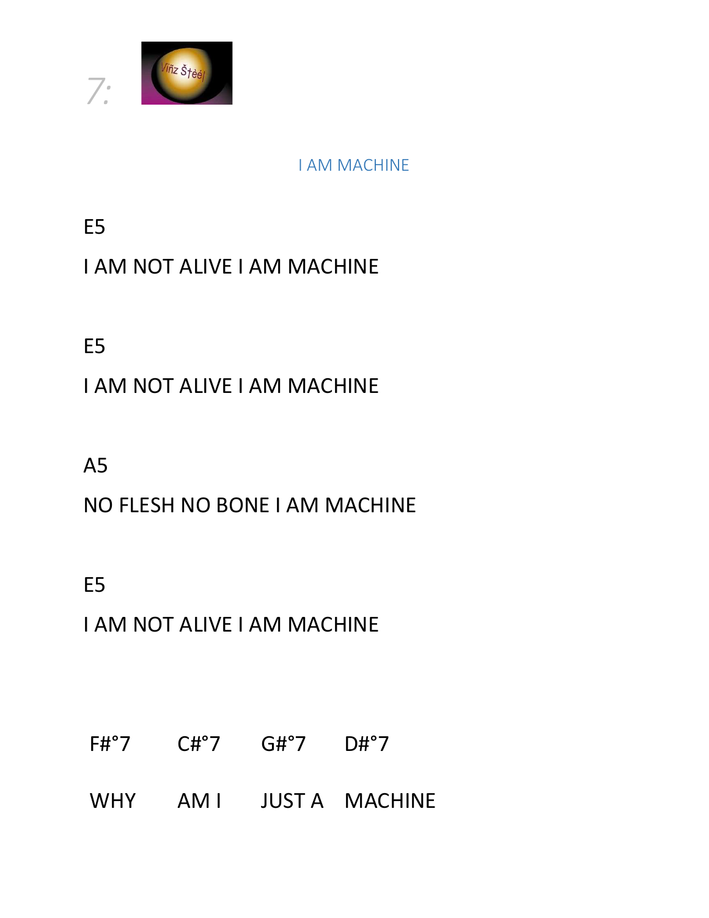7:

## I AM MACHINE

E5

I AM NOT ALIVE I AM MACHINE

E5

I AM NOT ALIVE I AM MACHINE

A5

NO FLESH NO BONE I AM MACHINE

E5

I AM NOT ALIVE I AM MACHINE

| F#°7 | C#°7 | G#°7 | D#°7 |
|---|---|---|---|
| WHY | AM I | JUST A | MACHINE |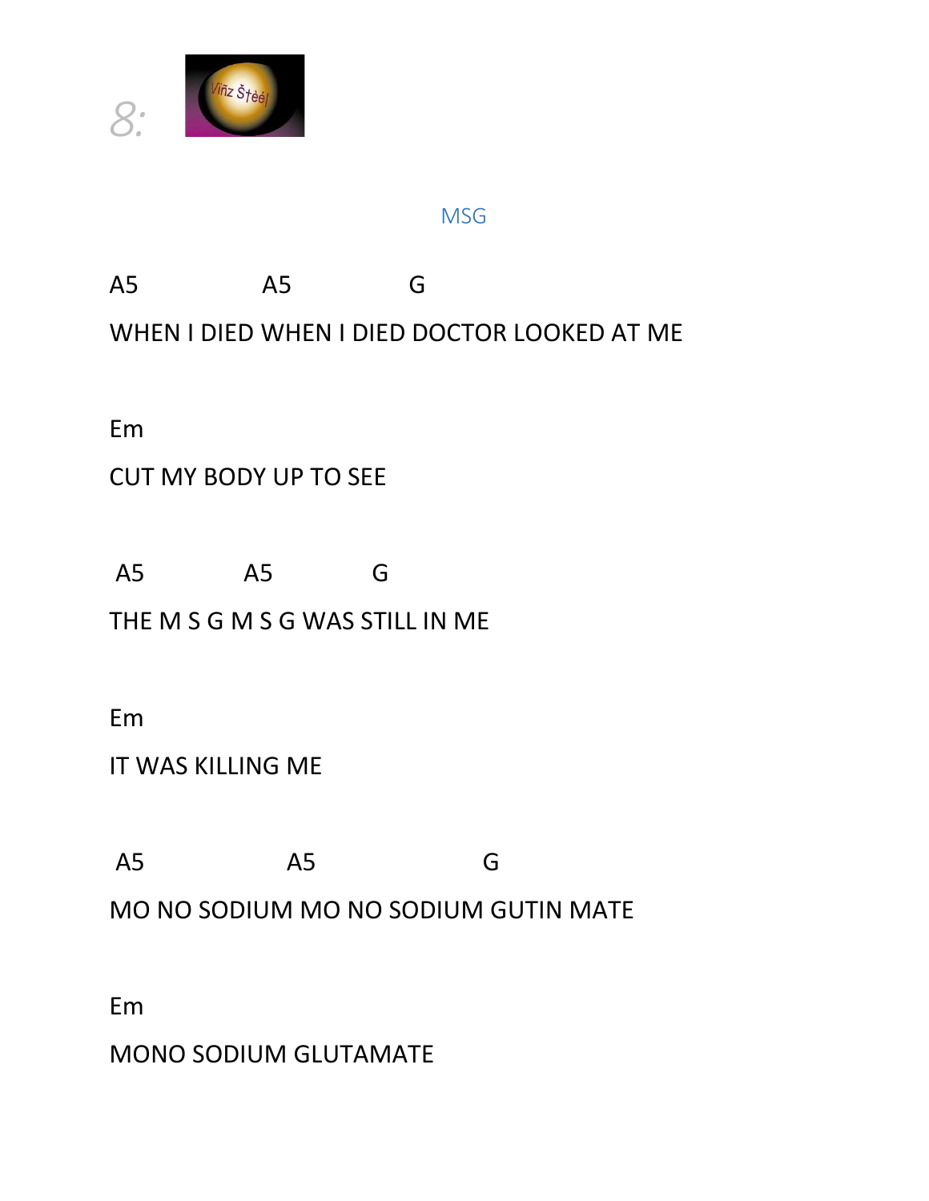8:

## MSG

```
A5               A5               G
WHEN I DIED WHEN I DIED DOCTOR LOOKED AT ME

Em
CUT MY BODY UP TO SEE

 A5             A5             G
THE M S G M S G WAS STILL IN ME

Em
IT WAS KILLING ME

 A5                 A5                   G
MO NO SODIUM MO NO SODIUM GUTIN MATE

Em
MONO SODIUM GLUTAMATE
```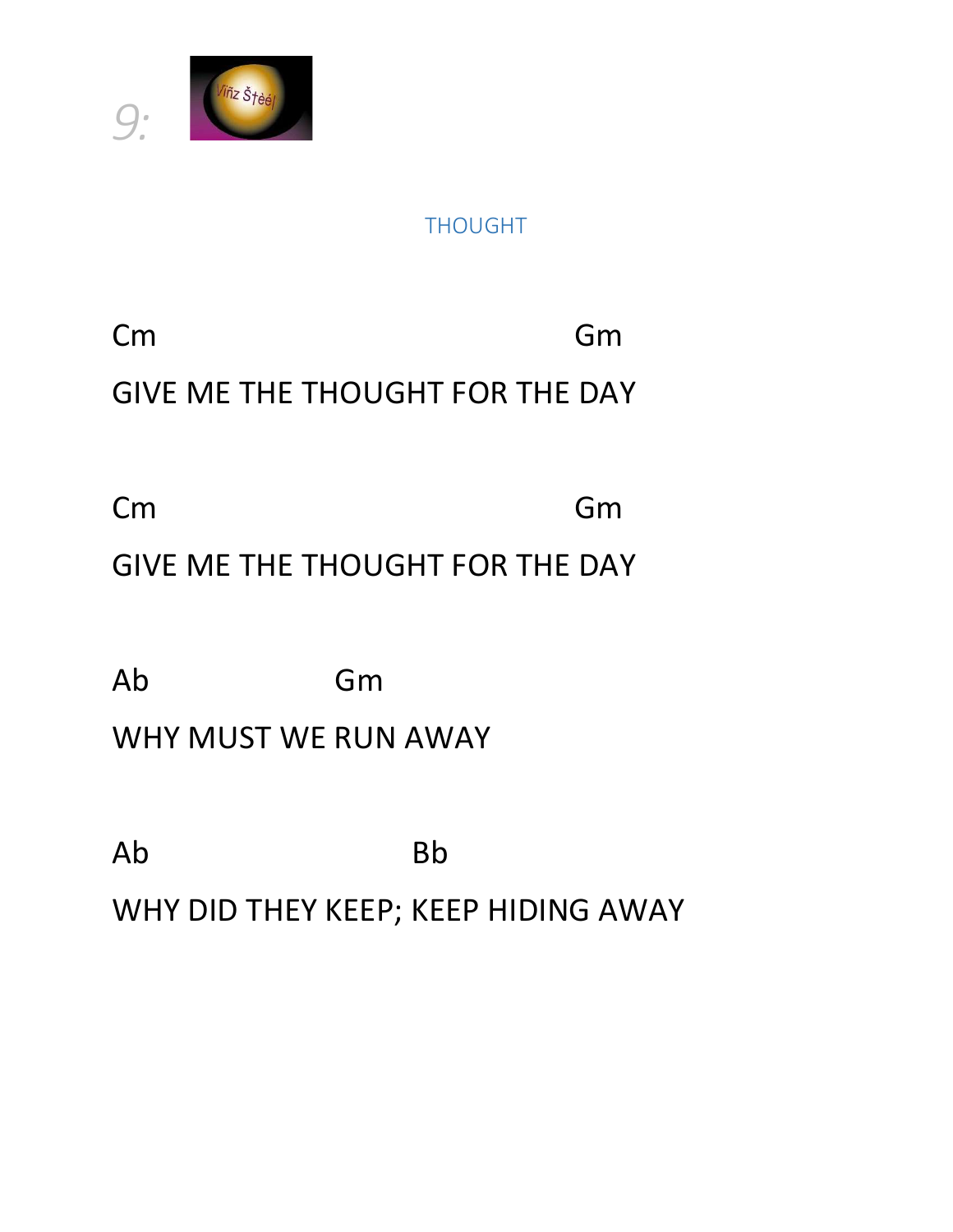## THOUGHT

```
Cm                                  Gm
GIVE ME THE THOUGHT FOR THE DAY

Cm                                  Gm
GIVE ME THE THOUGHT FOR THE DAY

Ab                Gm
WHY MUST WE RUN AWAY

Ab                      Bb
WHY DID THEY KEEP; KEEP HIDING AWAY
```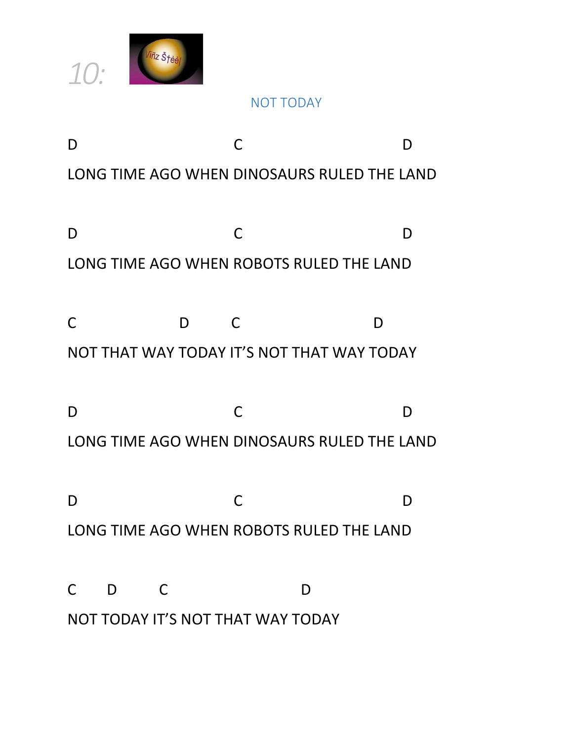10:

## NOT TODAY

```
D                          C                          D
LONG TIME AGO WHEN DINOSAURS RULED THE LAND

D                          C                          D
LONG TIME AGO WHEN ROBOTS RULED THE LAND

C                 D        C                     D
NOT THAT WAY TODAY IT'S NOT THAT WAY TODAY

D                          C                          D
LONG TIME AGO WHEN DINOSAURS RULED THE LAND

D                          C                          D
LONG TIME AGO WHEN ROBOTS RULED THE LAND

C      D        C                      D
NOT TODAY IT'S NOT THAT WAY TODAY
```